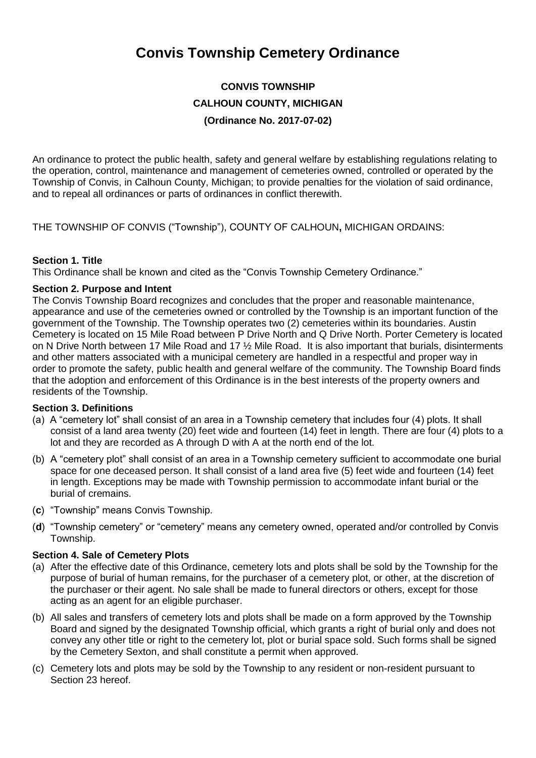# Convis Township Cemetery Ordinance

**CONVIS TOWNSHIP**

**CALHOUN COUNTY, MICHIGAN**

**(Ordinance No. 2017-07-02)**

An ordinance to protect the public health, safety and general welfare by establishing regulations relating to the operation, control, maintenance and management of cemeteries owned, controlled or operated by the Township of Convis, in Calhoun County, Michigan; to provide penalties for the violation of said ordinance, and to repeal all ordinances or parts of ordinances in conflict therewith.

THE TOWNSHIP OF CONVIS ("Township"), COUNTY OF CALHOUN**,** MICHIGAN ORDAINS:

**Section 1. Title**

This Ordinance shall be known and cited as the "Convis Township Cemetery Ordinance."

**Section 2. Purpose and Intent**

The Convis Township Board recognizes and concludes that the proper and reasonable maintenance, appearance and use of the cemeteries owned or controlled by the Township is an important function of the government of the Township. The Township operates two (2) cemeteries within its boundaries. Austin Cemetery is located on 15 Mile Road between P Drive North and Q Drive North. Porter Cemetery is located on N Drive North between 17 Mile Road and 17 ½ Mile Road. It is also important that burials, disinterments and other matters associated with a municipal cemetery are handled in a respectful and proper way in order to promote the safety, public health and general welfare of the community. The Township Board finds that the adoption and enforcement of this Ordinance is in the best interests of the property owners and residents of the Township.

**Section 3. Definitions**

(a) A "cemetery lot" shall consist of an area in a Township cemetery that includes four (4) plots. It shall consist of a land area twenty (20) feet wide and fourteen (14) feet in length. There are four (4) plots to a lot and they are recorded as A through D with A at the north end of the lot.

(b) A "cemetery plot" shall consist of an area in a Township cemetery sufficient to accommodate one burial space for one deceased person. It shall consist of a land area five (5) feet wide and fourteen (14) feet in length. Exceptions may be made with Township permission to accommodate infant burial or the burial of cremains.

(**c**) "Township" means Convis Township.

(**d**) "Township cemetery" or "cemetery" means any cemetery owned, operated and/or controlled by Convis Township.

**Section 4. Sale of Cemetery Plots**

(a) After the effective date of this Ordinance, cemetery lots and plots shall be sold by the Township for the purpose of burial of human remains, for the purchaser of a cemetery plot, or other, at the discretion of the purchaser or their agent. No sale shall be made to funeral directors or others, except for those acting as an agent for an eligible purchaser.

(b) All sales and transfers of cemetery lots and plots shall be made on a form approved by the Township Board and signed by the designated Township official, which grants a right of burial only and does not convey any other title or right to the cemetery lot, plot or burial space sold. Such forms shall be signed by the Cemetery Sexton, and shall constitute a permit when approved.

(c) Cemetery lots and plots may be sold by the Township to any resident or non-resident pursuant to Section 23 hereof.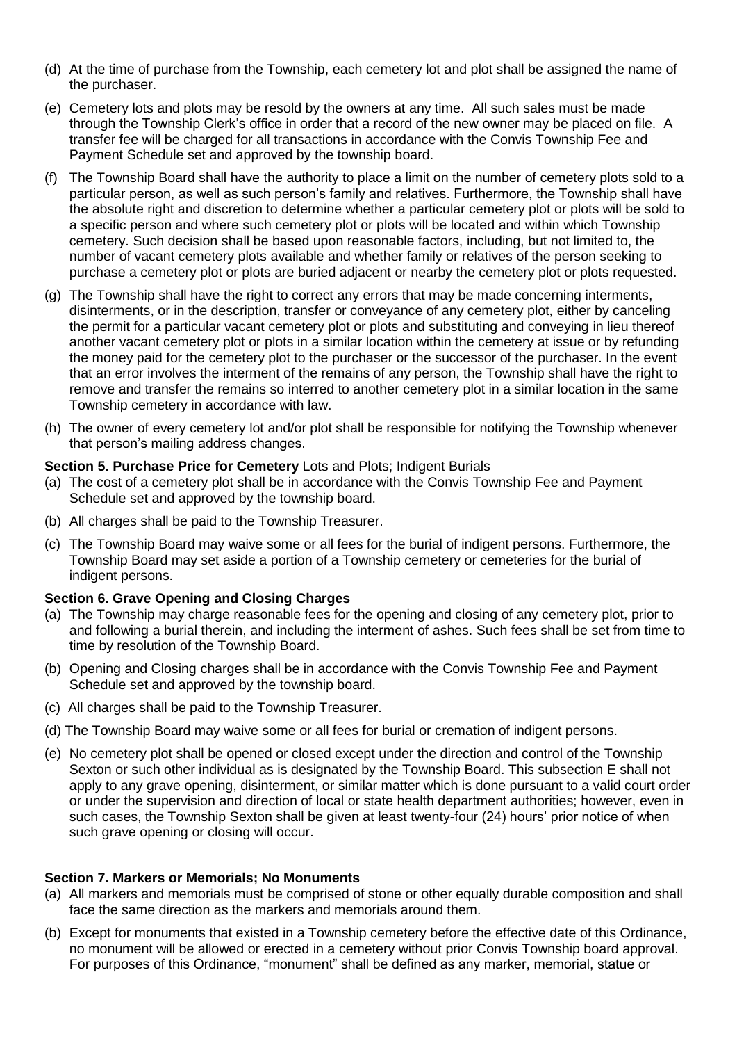(d) At the time of purchase from the Township, each cemetery lot and plot shall be assigned the name of the purchaser.

(e) Cemetery lots and plots may be resold by the owners at any time. All such sales must be made through the Township Clerk's office in order that a record of the new owner may be placed on file. A transfer fee will be charged for all transactions in accordance with the Convis Township Fee and Payment Schedule set and approved by the township board.

(f) The Township Board shall have the authority to place a limit on the number of cemetery plots sold to a particular person, as well as such person's family and relatives. Furthermore, the Township shall have the absolute right and discretion to determine whether a particular cemetery plot or plots will be sold to a specific person and where such cemetery plot or plots will be located and within which Township cemetery. Such decision shall be based upon reasonable factors, including, but not limited to, the number of vacant cemetery plots available and whether family or relatives of the person seeking to purchase a cemetery plot or plots are buried adjacent or nearby the cemetery plot or plots requested.

(g) The Township shall have the right to correct any errors that may be made concerning interments, disinterments, or in the description, transfer or conveyance of any cemetery plot, either by canceling the permit for a particular vacant cemetery plot or plots and substituting and conveying in lieu thereof another vacant cemetery plot or plots in a similar location within the cemetery at issue or by refunding the money paid for the cemetery plot to the purchaser or the successor of the purchaser. In the event that an error involves the interment of the remains of any person, the Township shall have the right to remove and transfer the remains so interred to another cemetery plot in a similar location in the same Township cemetery in accordance with law.

(h) The owner of every cemetery lot and/or plot shall be responsible for notifying the Township whenever that person's mailing address changes.

**Section 5. Purchase Price for Cemetery** Lots and Plots; Indigent Burials

(a) The cost of a cemetery plot shall be in accordance with the Convis Township Fee and Payment Schedule set and approved by the township board.

(b) All charges shall be paid to the Township Treasurer.

(c) The Township Board may waive some or all fees for the burial of indigent persons. Furthermore, the Township Board may set aside a portion of a Township cemetery or cemeteries for the burial of indigent persons.

**Section 6. Grave Opening and Closing Charges**

(a) The Township may charge reasonable fees for the opening and closing of any cemetery plot, prior to and following a burial therein, and including the interment of ashes. Such fees shall be set from time to time by resolution of the Township Board.

(b) Opening and Closing charges shall be in accordance with the Convis Township Fee and Payment Schedule set and approved by the township board.

(c) All charges shall be paid to the Township Treasurer.

(d) The Township Board may waive some or all fees for burial or cremation of indigent persons.

(e) No cemetery plot shall be opened or closed except under the direction and control of the Township Sexton or such other individual as is designated by the Township Board. This subsection E shall not apply to any grave opening, disinterment, or similar matter which is done pursuant to a valid court order or under the supervision and direction of local or state health department authorities; however, even in such cases, the Township Sexton shall be given at least twenty-four (24) hours' prior notice of when such grave opening or closing will occur.

**Section 7. Markers or Memorials; No Monuments**

(a) All markers and memorials must be comprised of stone or other equally durable composition and shall face the same direction as the markers and memorials around them.

(b) Except for monuments that existed in a Township cemetery before the effective date of this Ordinance, no monument will be allowed or erected in a cemetery without prior Convis Township board approval. For purposes of this Ordinance, "monument" shall be defined as any marker, memorial, statue or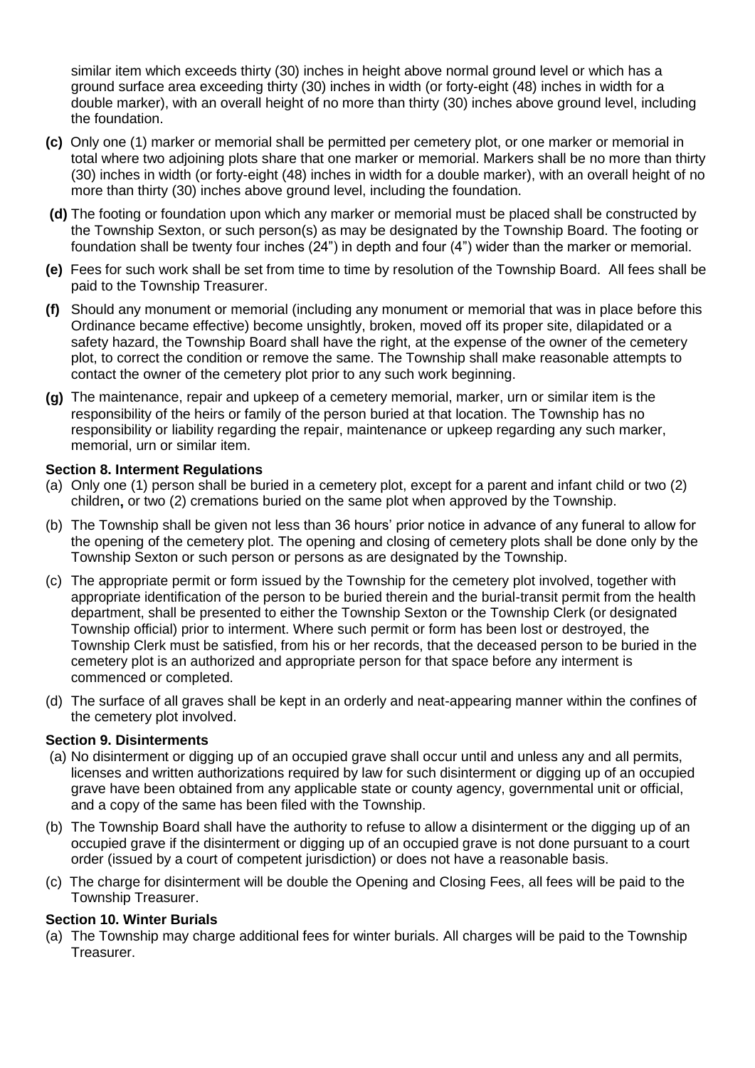similar item which exceeds thirty (30) inches in height above normal ground level or which has a ground surface area exceeding thirty (30) inches in width (or forty-eight (48) inches in width for a double marker), with an overall height of no more than thirty (30) inches above ground level, including the foundation.

**(c)** Only one (1) marker or memorial shall be permitted per cemetery plot, or one marker or memorial in total where two adjoining plots share that one marker or memorial. Markers shall be no more than thirty (30) inches in width (or forty-eight (48) inches in width for a double marker), with an overall height of no more than thirty (30) inches above ground level, including the foundation.

**(d)** The footing or foundation upon which any marker or memorial must be placed shall be constructed by the Township Sexton, or such person(s) as may be designated by the Township Board. The footing or foundation shall be twenty four inches (24") in depth and four (4") wider than the marker or memorial.

**(e)** Fees for such work shall be set from time to time by resolution of the Township Board. All fees shall be paid to the Township Treasurer.

**(f)** Should any monument or memorial (including any monument or memorial that was in place before this Ordinance became effective) become unsightly, broken, moved off its proper site, dilapidated or a safety hazard, the Township Board shall have the right, at the expense of the owner of the cemetery plot, to correct the condition or remove the same. The Township shall make reasonable attempts to contact the owner of the cemetery plot prior to any such work beginning.

**(g)** The maintenance, repair and upkeep of a cemetery memorial, marker, urn or similar item is the responsibility of the heirs or family of the person buried at that location. The Township has no responsibility or liability regarding the repair, maintenance or upkeep regarding any such marker, memorial, urn or similar item.

**Section 8. Interment Regulations**

(a) Only one (1) person shall be buried in a cemetery plot, except for a parent and infant child or two (2) children**,** or two (2) cremations buried on the same plot when approved by the Township.

(b) The Township shall be given not less than 36 hours' prior notice in advance of any funeral to allow for the opening of the cemetery plot. The opening and closing of cemetery plots shall be done only by the Township Sexton or such person or persons as are designated by the Township.

(c) The appropriate permit or form issued by the Township for the cemetery plot involved, together with appropriate identification of the person to be buried therein and the burial-transit permit from the health department, shall be presented to either the Township Sexton or the Township Clerk (or designated Township official) prior to interment. Where such permit or form has been lost or destroyed, the Township Clerk must be satisfied, from his or her records, that the deceased person to be buried in the cemetery plot is an authorized and appropriate person for that space before any interment is commenced or completed.

(d) The surface of all graves shall be kept in an orderly and neat-appearing manner within the confines of the cemetery plot involved.

**Section 9. Disinterments**

(a) No disinterment or digging up of an occupied grave shall occur until and unless any and all permits, licenses and written authorizations required by law for such disinterment or digging up of an occupied grave have been obtained from any applicable state or county agency, governmental unit or official, and a copy of the same has been filed with the Township.

(b) The Township Board shall have the authority to refuse to allow a disinterment or the digging up of an occupied grave if the disinterment or digging up of an occupied grave is not done pursuant to a court order (issued by a court of competent jurisdiction) or does not have a reasonable basis.

(c) The charge for disinterment will be double the Opening and Closing Fees, all fees will be paid to the Township Treasurer.

**Section 10. Winter Burials**

(a) The Township may charge additional fees for winter burials. All charges will be paid to the Township Treasurer.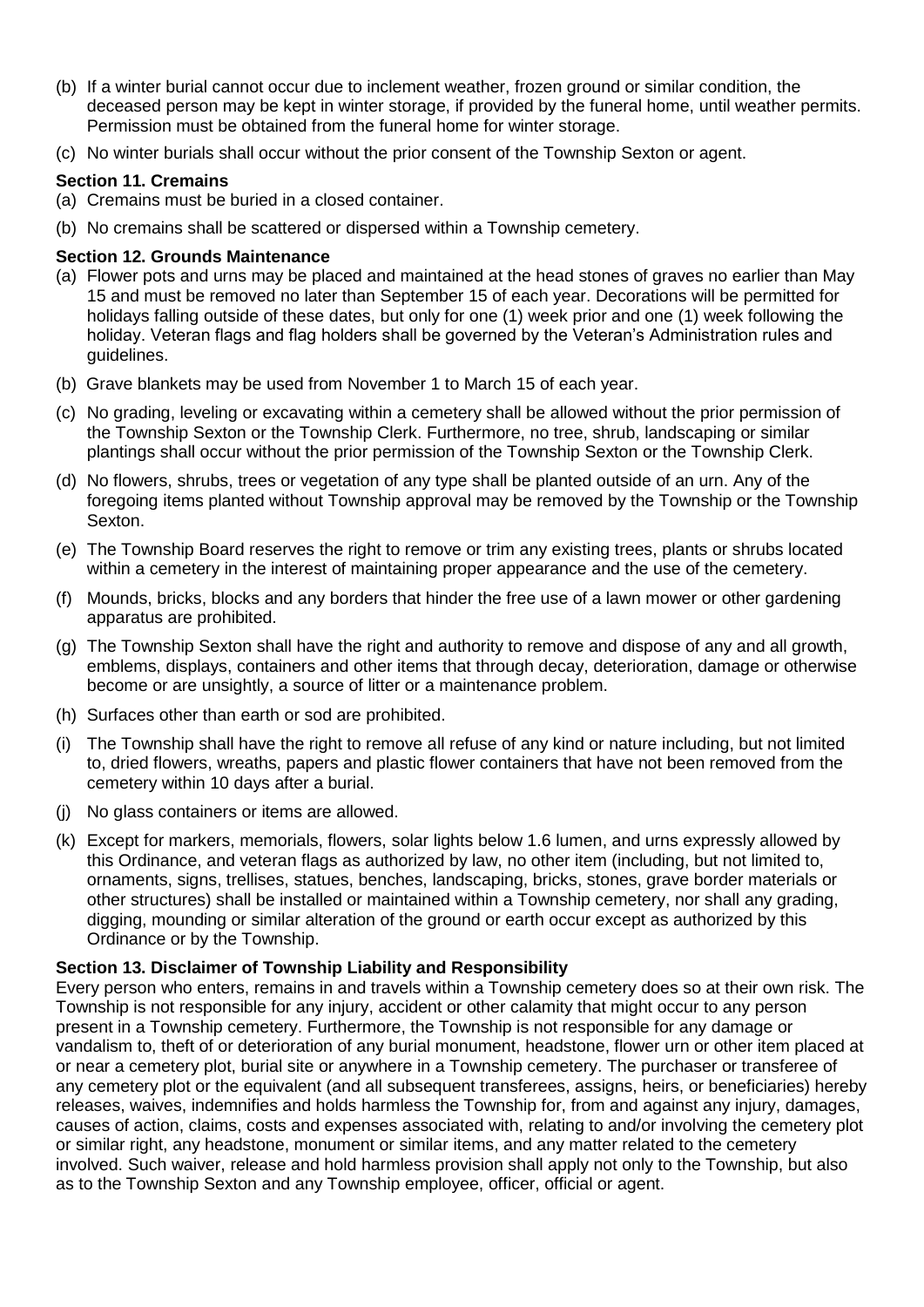(b) If a winter burial cannot occur due to inclement weather, frozen ground or similar condition, the deceased person may be kept in winter storage, if provided by the funeral home, until weather permits. Permission must be obtained from the funeral home for winter storage.

(c) No winter burials shall occur without the prior consent of the Township Sexton or agent.

**Section 11. Cremains**

(a) Cremains must be buried in a closed container.

(b) No cremains shall be scattered or dispersed within a Township cemetery.

**Section 12. Grounds Maintenance**

(a) Flower pots and urns may be placed and maintained at the head stones of graves no earlier than May 15 and must be removed no later than September 15 of each year. Decorations will be permitted for holidays falling outside of these dates, but only for one (1) week prior and one (1) week following the holiday. Veteran flags and flag holders shall be governed by the Veteran's Administration rules and guidelines.

(b) Grave blankets may be used from November 1 to March 15 of each year.

(c) No grading, leveling or excavating within a cemetery shall be allowed without the prior permission of the Township Sexton or the Township Clerk. Furthermore, no tree, shrub, landscaping or similar plantings shall occur without the prior permission of the Township Sexton or the Township Clerk.

(d) No flowers, shrubs, trees or vegetation of any type shall be planted outside of an urn. Any of the foregoing items planted without Township approval may be removed by the Township or the Township Sexton.

(e) The Township Board reserves the right to remove or trim any existing trees, plants or shrubs located within a cemetery in the interest of maintaining proper appearance and the use of the cemetery.

(f) Mounds, bricks, blocks and any borders that hinder the free use of a lawn mower or other gardening apparatus are prohibited.

(g) The Township Sexton shall have the right and authority to remove and dispose of any and all growth, emblems, displays, containers and other items that through decay, deterioration, damage or otherwise become or are unsightly, a source of litter or a maintenance problem.

(h) Surfaces other than earth or sod are prohibited.

(i) The Township shall have the right to remove all refuse of any kind or nature including, but not limited to, dried flowers, wreaths, papers and plastic flower containers that have not been removed from the cemetery within 10 days after a burial.

(j) No glass containers or items are allowed.

(k) Except for markers, memorials, flowers, solar lights below 1.6 lumen, and urns expressly allowed by this Ordinance, and veteran flags as authorized by law, no other item (including, but not limited to, ornaments, signs, trellises, statues, benches, landscaping, bricks, stones, grave border materials or other structures) shall be installed or maintained within a Township cemetery, nor shall any grading, digging, mounding or similar alteration of the ground or earth occur except as authorized by this Ordinance or by the Township.

**Section 13. Disclaimer of Township Liability and Responsibility**

Every person who enters, remains in and travels within a Township cemetery does so at their own risk. The Township is not responsible for any injury, accident or other calamity that might occur to any person present in a Township cemetery. Furthermore, the Township is not responsible for any damage or vandalism to, theft of or deterioration of any burial monument, headstone, flower urn or other item placed at or near a cemetery plot, burial site or anywhere in a Township cemetery. The purchaser or transferee of any cemetery plot or the equivalent (and all subsequent transferees, assigns, heirs, or beneficiaries) hereby releases, waives, indemnifies and holds harmless the Township for, from and against any injury, damages, causes of action, claims, costs and expenses associated with, relating to and/or involving the cemetery plot or similar right, any headstone, monument or similar items, and any matter related to the cemetery involved. Such waiver, release and hold harmless provision shall apply not only to the Township, but also as to the Township Sexton and any Township employee, officer, official or agent.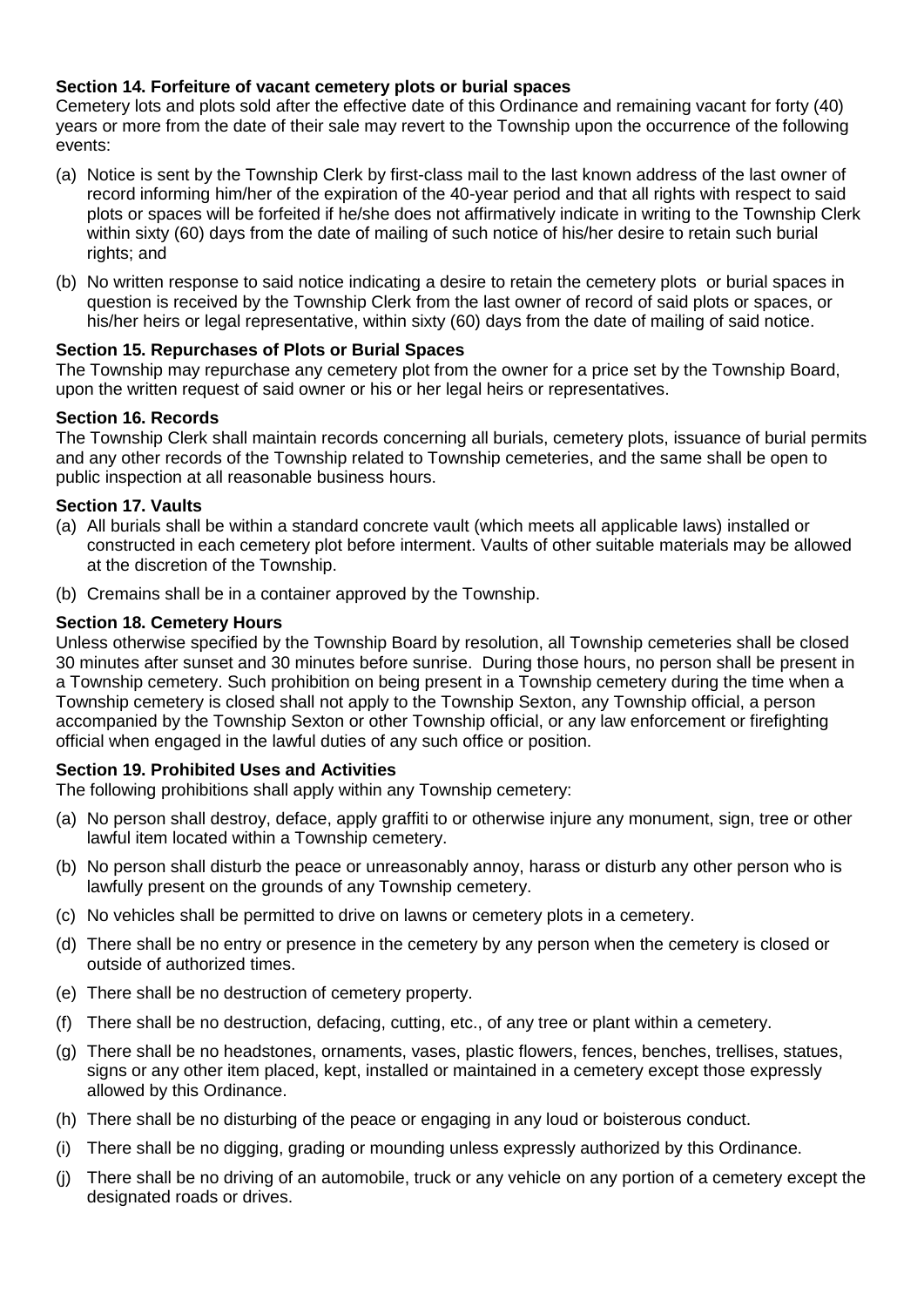**Section 14. Forfeiture of vacant cemetery plots or burial spaces**

Cemetery lots and plots sold after the effective date of this Ordinance and remaining vacant for forty (40) years or more from the date of their sale may revert to the Township upon the occurrence of the following events:

(a) Notice is sent by the Township Clerk by first-class mail to the last known address of the last owner of record informing him/her of the expiration of the 40-year period and that all rights with respect to said plots or spaces will be forfeited if he/she does not affirmatively indicate in writing to the Township Clerk within sixty (60) days from the date of mailing of such notice of his/her desire to retain such burial rights; and

(b) No written response to said notice indicating a desire to retain the cemetery plots or burial spaces in question is received by the Township Clerk from the last owner of record of said plots or spaces, or his/her heirs or legal representative, within sixty (60) days from the date of mailing of said notice.

**Section 15. Repurchases of Plots or Burial Spaces**

The Township may repurchase any cemetery plot from the owner for a price set by the Township Board, upon the written request of said owner or his or her legal heirs or representatives.

**Section 16. Records**

The Township Clerk shall maintain records concerning all burials, cemetery plots, issuance of burial permits and any other records of the Township related to Township cemeteries, and the same shall be open to public inspection at all reasonable business hours.

**Section 17. Vaults**

(a) All burials shall be within a standard concrete vault (which meets all applicable laws) installed or constructed in each cemetery plot before interment. Vaults of other suitable materials may be allowed at the discretion of the Township.

(b) Cremains shall be in a container approved by the Township.

**Section 18. Cemetery Hours**

Unless otherwise specified by the Township Board by resolution, all Township cemeteries shall be closed 30 minutes after sunset and 30 minutes before sunrise. During those hours, no person shall be present in a Township cemetery. Such prohibition on being present in a Township cemetery during the time when a Township cemetery is closed shall not apply to the Township Sexton, any Township official, a person accompanied by the Township Sexton or other Township official, or any law enforcement or firefighting official when engaged in the lawful duties of any such office or position.

**Section 19. Prohibited Uses and Activities**

The following prohibitions shall apply within any Township cemetery:

(a) No person shall destroy, deface, apply graffiti to or otherwise injure any monument, sign, tree or other lawful item located within a Township cemetery.

(b) No person shall disturb the peace or unreasonably annoy, harass or disturb any other person who is lawfully present on the grounds of any Township cemetery.

(c) No vehicles shall be permitted to drive on lawns or cemetery plots in a cemetery.

(d) There shall be no entry or presence in the cemetery by any person when the cemetery is closed or outside of authorized times.

(e) There shall be no destruction of cemetery property.

(f) There shall be no destruction, defacing, cutting, etc., of any tree or plant within a cemetery.

(g) There shall be no headstones, ornaments, vases, plastic flowers, fences, benches, trellises, statues, signs or any other item placed, kept, installed or maintained in a cemetery except those expressly allowed by this Ordinance.

(h) There shall be no disturbing of the peace or engaging in any loud or boisterous conduct.

(i) There shall be no digging, grading or mounding unless expressly authorized by this Ordinance.

(j) There shall be no driving of an automobile, truck or any vehicle on any portion of a cemetery except the designated roads or drives.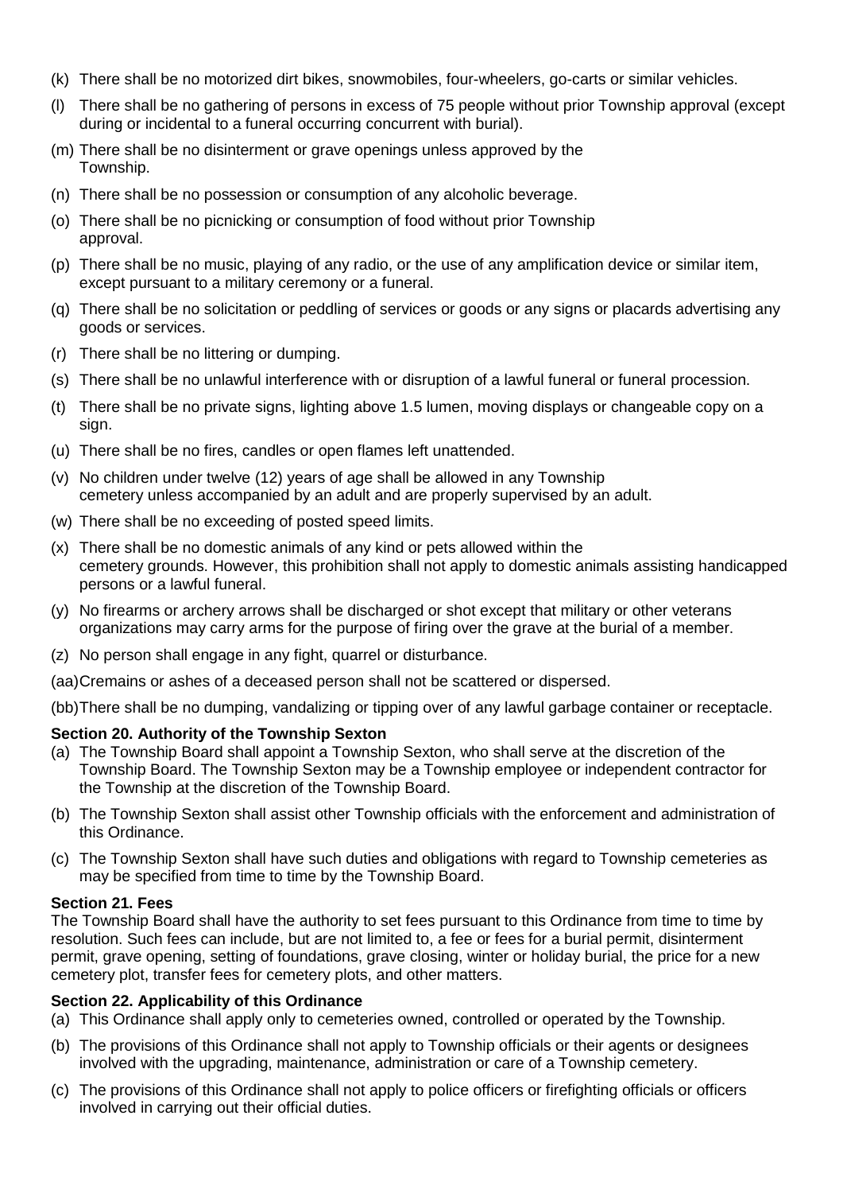(k) There shall be no motorized dirt bikes, snowmobiles, four-wheelers, go-carts or similar vehicles.

(l) There shall be no gathering of persons in excess of 75 people without prior Township approval (except during or incidental to a funeral occurring concurrent with burial).

(m) There shall be no disinterment or grave openings unless approved by the Township.

(n) There shall be no possession or consumption of any alcoholic beverage.

(o) There shall be no picnicking or consumption of food without prior Township approval.

(p) There shall be no music, playing of any radio, or the use of any amplification device or similar item, except pursuant to a military ceremony or a funeral.

(q) There shall be no solicitation or peddling of services or goods or any signs or placards advertising any goods or services.

(r) There shall be no littering or dumping.

(s) There shall be no unlawful interference with or disruption of a lawful funeral or funeral procession.

(t) There shall be no private signs, lighting above 1.5 lumen, moving displays or changeable copy on a sign.

(u) There shall be no fires, candles or open flames left unattended.

(v) No children under twelve (12) years of age shall be allowed in any Township cemetery unless accompanied by an adult and are properly supervised by an adult.

(w) There shall be no exceeding of posted speed limits.

(x) There shall be no domestic animals of any kind or pets allowed within the cemetery grounds. However, this prohibition shall not apply to domestic animals assisting handicapped persons or a lawful funeral.

(y) No firearms or archery arrows shall be discharged or shot except that military or other veterans organizations may carry arms for the purpose of firing over the grave at the burial of a member.

(z) No person shall engage in any fight, quarrel or disturbance.

(aa) Cremains or ashes of a deceased person shall not be scattered or dispersed.

(bb) There shall be no dumping, vandalizing or tipping over of any lawful garbage container or receptacle.

**Section 20. Authority of the Township Sexton**

(a) The Township Board shall appoint a Township Sexton, who shall serve at the discretion of the Township Board. The Township Sexton may be a Township employee or independent contractor for the Township at the discretion of the Township Board.

(b) The Township Sexton shall assist other Township officials with the enforcement and administration of this Ordinance.

(c) The Township Sexton shall have such duties and obligations with regard to Township cemeteries as may be specified from time to time by the Township Board.

**Section 21. Fees**

The Township Board shall have the authority to set fees pursuant to this Ordinance from time to time by resolution. Such fees can include, but are not limited to, a fee or fees for a burial permit, disinterment permit, grave opening, setting of foundations, grave closing, winter or holiday burial, the price for a new cemetery plot, transfer fees for cemetery plots, and other matters.

**Section 22. Applicability of this Ordinance**

(a) This Ordinance shall apply only to cemeteries owned, controlled or operated by the Township.

(b) The provisions of this Ordinance shall not apply to Township officials or their agents or designees involved with the upgrading, maintenance, administration or care of a Township cemetery.

(c) The provisions of this Ordinance shall not apply to police officers or firefighting officials or officers involved in carrying out their official duties.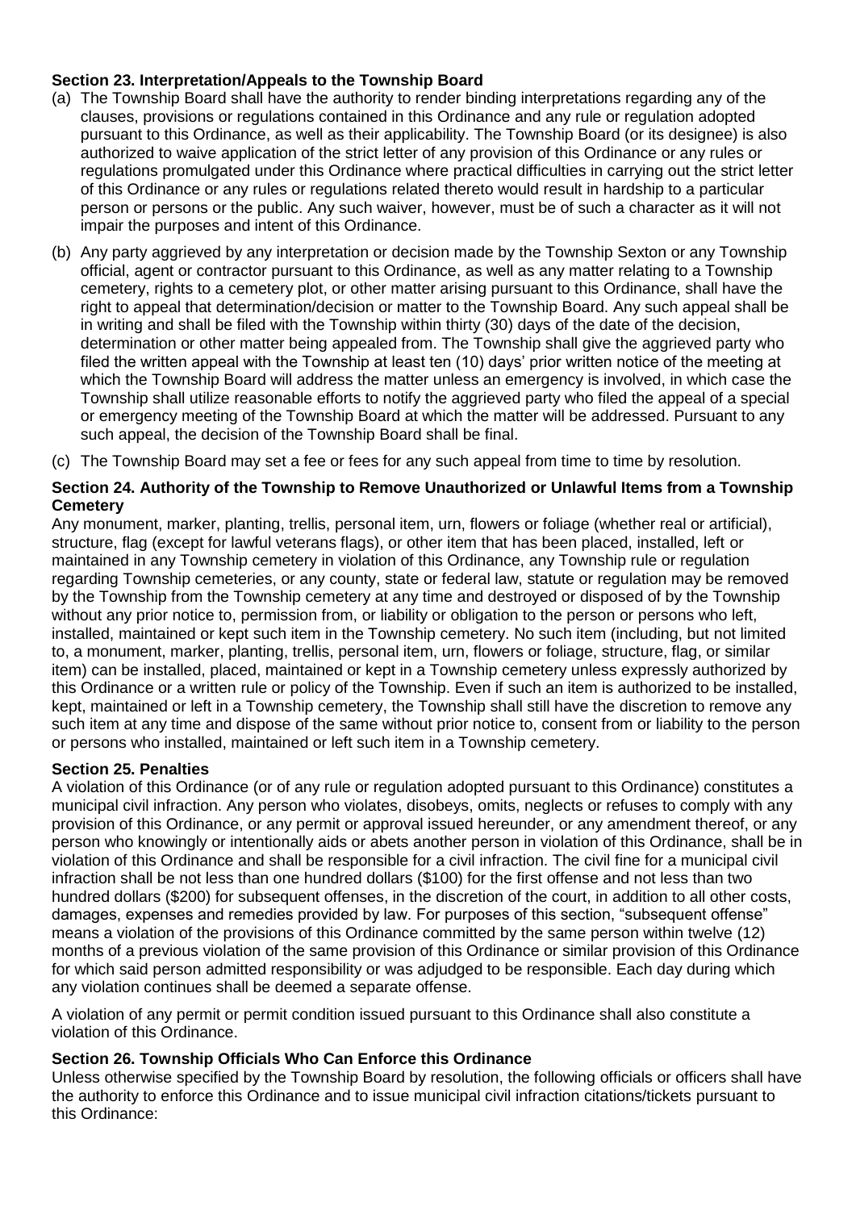**Section 23. Interpretation/Appeals to the Township Board**

(a) The Township Board shall have the authority to render binding interpretations regarding any of the clauses, provisions or regulations contained in this Ordinance and any rule or regulation adopted pursuant to this Ordinance, as well as their applicability. The Township Board (or its designee) is also authorized to waive application of the strict letter of any provision of this Ordinance or any rules or regulations promulgated under this Ordinance where practical difficulties in carrying out the strict letter of this Ordinance or any rules or regulations related thereto would result in hardship to a particular person or persons or the public. Any such waiver, however, must be of such a character as it will not impair the purposes and intent of this Ordinance.

(b) Any party aggrieved by any interpretation or decision made by the Township Sexton or any Township official, agent or contractor pursuant to this Ordinance, as well as any matter relating to a Township cemetery, rights to a cemetery plot, or other matter arising pursuant to this Ordinance, shall have the right to appeal that determination/decision or matter to the Township Board. Any such appeal shall be in writing and shall be filed with the Township within thirty (30) days of the date of the decision, determination or other matter being appealed from. The Township shall give the aggrieved party who filed the written appeal with the Township at least ten (10) days' prior written notice of the meeting at which the Township Board will address the matter unless an emergency is involved, in which case the Township shall utilize reasonable efforts to notify the aggrieved party who filed the appeal of a special or emergency meeting of the Township Board at which the matter will be addressed. Pursuant to any such appeal, the decision of the Township Board shall be final.

(c) The Township Board may set a fee or fees for any such appeal from time to time by resolution.

**Section 24. Authority of the Township to Remove Unauthorized or Unlawful Items from a Township Cemetery**

Any monument, marker, planting, trellis, personal item, urn, flowers or foliage (whether real or artificial), structure, flag (except for lawful veterans flags), or other item that has been placed, installed, left or maintained in any Township cemetery in violation of this Ordinance, any Township rule or regulation regarding Township cemeteries, or any county, state or federal law, statute or regulation may be removed by the Township from the Township cemetery at any time and destroyed or disposed of by the Township without any prior notice to, permission from, or liability or obligation to the person or persons who left, installed, maintained or kept such item in the Township cemetery. No such item (including, but not limited to, a monument, marker, planting, trellis, personal item, urn, flowers or foliage, structure, flag, or similar item) can be installed, placed, maintained or kept in a Township cemetery unless expressly authorized by this Ordinance or a written rule or policy of the Township. Even if such an item is authorized to be installed, kept, maintained or left in a Township cemetery, the Township shall still have the discretion to remove any such item at any time and dispose of the same without prior notice to, consent from or liability to the person or persons who installed, maintained or left such item in a Township cemetery.

**Section 25. Penalties**

A violation of this Ordinance (or of any rule or regulation adopted pursuant to this Ordinance) constitutes a municipal civil infraction. Any person who violates, disobeys, omits, neglects or refuses to comply with any provision of this Ordinance, or any permit or approval issued hereunder, or any amendment thereof, or any person who knowingly or intentionally aids or abets another person in violation of this Ordinance, shall be in violation of this Ordinance and shall be responsible for a civil infraction. The civil fine for a municipal civil infraction shall be not less than one hundred dollars ($100) for the first offense and not less than two hundred dollars ($200) for subsequent offenses, in the discretion of the court, in addition to all other costs, damages, expenses and remedies provided by law. For purposes of this section, "subsequent offense" means a violation of the provisions of this Ordinance committed by the same person within twelve (12) months of a previous violation of the same provision of this Ordinance or similar provision of this Ordinance for which said person admitted responsibility or was adjudged to be responsible. Each day during which any violation continues shall be deemed a separate offense.

A violation of any permit or permit condition issued pursuant to this Ordinance shall also constitute a violation of this Ordinance.

**Section 26. Township Officials Who Can Enforce this Ordinance**

Unless otherwise specified by the Township Board by resolution, the following officials or officers shall have the authority to enforce this Ordinance and to issue municipal civil infraction citations/tickets pursuant to this Ordinance: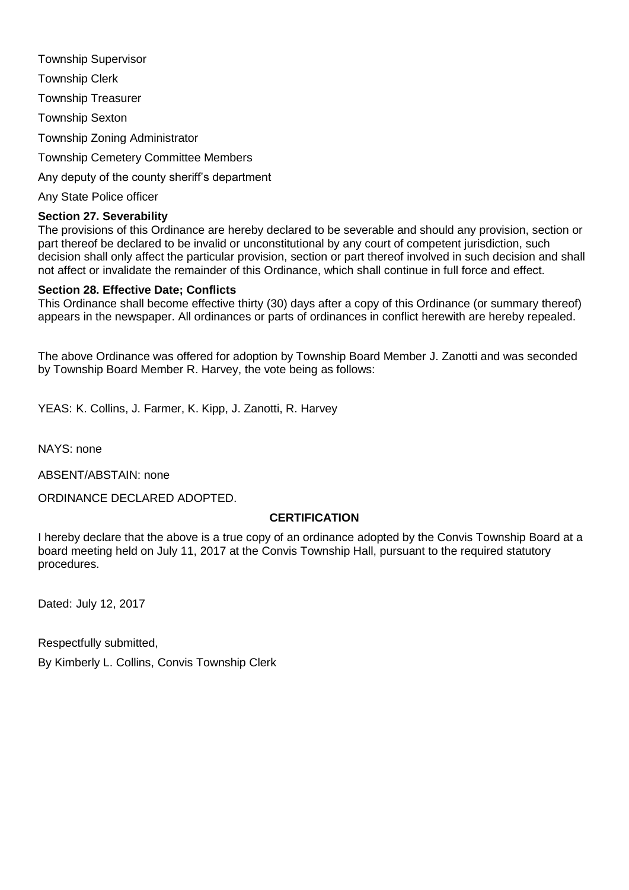Township Supervisor

Township Clerk

Township Treasurer

Township Sexton

Township Zoning Administrator

Township Cemetery Committee Members

Any deputy of the county sheriff's department

Any State Police officer

**Section 27. Severability**

The provisions of this Ordinance are hereby declared to be severable and should any provision, section or part thereof be declared to be invalid or unconstitutional by any court of competent jurisdiction, such decision shall only affect the particular provision, section or part thereof involved in such decision and shall not affect or invalidate the remainder of this Ordinance, which shall continue in full force and effect.

**Section 28. Effective Date; Conflicts**

This Ordinance shall become effective thirty (30) days after a copy of this Ordinance (or summary thereof) appears in the newspaper. All ordinances or parts of ordinances in conflict herewith are hereby repealed.

The above Ordinance was offered for adoption by Township Board Member J. Zanotti and was seconded by Township Board Member R. Harvey, the vote being as follows:

YEAS: K. Collins, J. Farmer, K. Kipp, J. Zanotti, R. Harvey

NAYS: none

ABSENT/ABSTAIN: none

ORDINANCE DECLARED ADOPTED.

**CERTIFICATION**

I hereby declare that the above is a true copy of an ordinance adopted by the Convis Township Board at a board meeting held on July 11, 2017 at the Convis Township Hall, pursuant to the required statutory procedures.

Dated: July 12, 2017

Respectfully submitted,

By Kimberly L. Collins, Convis Township Clerk